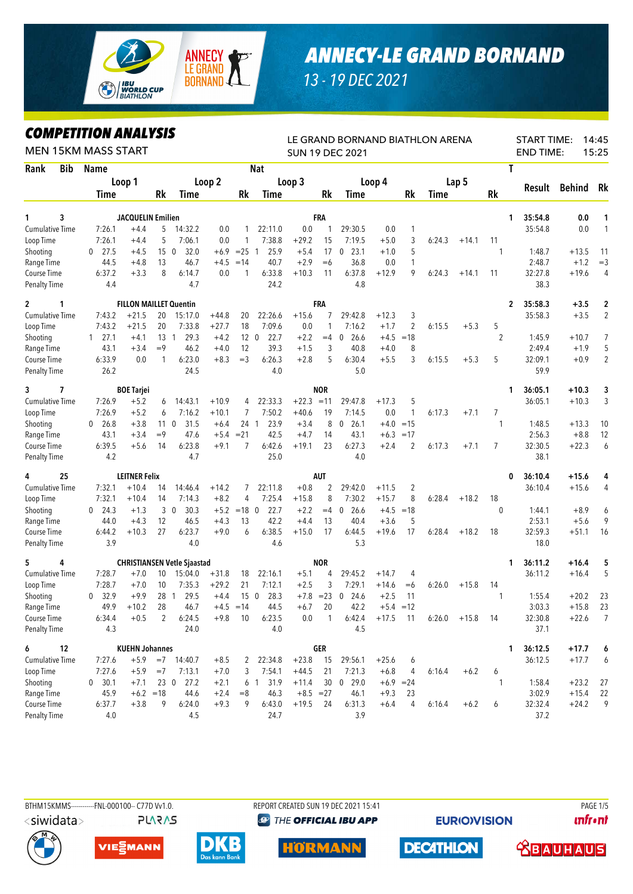# ANNECY-LE GRAND BORNAND

13 - 19 DEC 2021

## COMPETITION ANALYSIS

MEN 15KM MASS START

LE GRAND BORNAND BIATHLON ARENA
SUN 19 DEC 2021

START TIME: 14:45
END TIME: 15:25

| Rank | Bib | Name | | | Nat | | | | | | | | | | | T | Result | Behind | Rk |
|---|---|---|---|---|---|---|---|---|---|---|---|---|---|---|---|---|---|---|---|
| | | Loop 1 | | | Loop 2 | | | Loop 3 | | | Loop 4 | | | Lap 5 | | | | | |
| | | Time | | Rk | Time | | Rk | Time | | Rk | Time | | Rk | Time | | Rk | | | |
| 1 | 3 | JACQUELIN Emilien | | | | | | FRA | | | | | | | | 1 | 35:54.8 | 0.0 | 1 |
| Cumulative Time | | 7:26.1 | +4.4 | 5 | 14:32.2 | 0.0 | 1 | 22:11.0 | 0.0 | 1 | 29:30.5 | 0.0 | 1 | | | | 35:54.8 | 0.0 | 1 |
| Loop Time | | 7:26.1 | +4.4 | 5 | 7:06.1 | 0.0 | 1 | 7:38.8 | +29.2 | 15 | 7:19.5 | +5.0 | 3 | 6:24.3 | +14.1 | 11 | | | |
| Shooting | | 0 27.5 | +4.5 | 15 | 0 32.0 | +6.9 | =25 | 1 25.9 | +5.4 | 17 | 0 23.1 | +1.0 | 5 | | | 1 | 1:48.7 | +13.5 | 11 |
| Range Time | | 44.5 | +4.8 | 13 | 46.7 | +4.5 | =14 | 40.7 | +2.9 | =6 | 36.8 | 0.0 | 1 | | | | 2:48.7 | +1.2 | =3 |
| Course Time | | 6:37.2 | +3.3 | 8 | 6:14.7 | 0.0 | 1 | 6:33.8 | +10.3 | 11 | 6:37.8 | +12.9 | 9 | 6:24.3 | +14.1 | 11 | 32:27.8 | +19.6 | 4 |
| Penalty Time | | 4.4 | | | 4.7 | | | 24.2 | | | 4.8 | | | | | | 38.3 | | |
| 2 | 1 | FILLON MAILLET Quentin | | | | | | FRA | | | | | | | | 2 | 35:58.3 | +3.5 | 2 |
| Cumulative Time | | 7:43.2 | +21.5 | 20 | 15:17.0 | +44.8 | 20 | 22:26.6 | +15.6 | 7 | 29:42.8 | +12.3 | 3 | | | | 35:58.3 | +3.5 | 2 |
| Loop Time | | 7:43.2 | +21.5 | 20 | 7:33.8 | +27.7 | 18 | 7:09.6 | 0.0 | 1 | 7:16.2 | +1.7 | 2 | 6:15.5 | +5.3 | 5 | | | |
| Shooting | | 1 27.1 | +4.1 | 13 | 1 29.3 | +4.2 | 12 | 0 22.7 | +2.2 | =4 | 0 26.6 | +4.5 | =18 | | | 2 | 1:45.9 | +10.7 | 7 |
| Range Time | | 43.1 | +3.4 | =9 | 46.2 | +4.0 | 12 | 39.3 | +1.5 | 3 | 40.8 | +4.0 | 8 | | | | 2:49.4 | +1.9 | 5 |
| Course Time | | 6:33.9 | 0.0 | 1 | 6:23.0 | +8.3 | =3 | 6:26.3 | +2.8 | 5 | 6:30.4 | +5.5 | 3 | 6:15.5 | +5.3 | 5 | 32:09.1 | +0.9 | 2 |
| Penalty Time | | 26.2 | | | 24.5 | | | 4.0 | | | 5.0 | | | | | | 59.9 | | |
| 3 | 7 | BOE Tarjei | | | | | | NOR | | | | | | | | 1 | 36:05.1 | +10.3 | 3 |
| Cumulative Time | | 7:26.9 | +5.2 | 6 | 14:43.1 | +10.9 | 4 | 22:33.3 | +22.3 | =11 | 29:47.8 | +17.3 | 5 | | | | 36:05.1 | +10.3 | 3 |
| Loop Time | | 7:26.9 | +5.2 | 6 | 7:16.2 | +10.1 | 7 | 7:50.2 | +40.6 | 19 | 7:14.5 | 0.0 | 1 | 6:17.3 | +7.1 | 7 | | | |
| Shooting | | 0 26.8 | +3.8 | 11 | 0 31.5 | +6.4 | 24 | 1 23.9 | +3.4 | 8 | 0 26.1 | +4.0 | =15 | | | 1 | 1:48.5 | +13.3 | 10 |
| Range Time | | 43.1 | +3.4 | =9 | 47.6 | +5.4 | =21 | 42.5 | +4.7 | 14 | 43.1 | +6.3 | =17 | | | | 2:56.3 | +8.8 | 12 |
| Course Time | | 6:39.5 | +5.6 | 14 | 6:23.8 | +9.1 | 7 | 6:42.6 | +19.1 | 23 | 6:27.3 | +2.4 | 2 | 6:17.3 | +7.1 | 7 | 32:30.5 | +22.3 | 6 |
| Penalty Time | | 4.2 | | | 4.7 | | | 25.0 | | | 4.0 | | | | | | 38.1 | | |
| 4 | 25 | LEITNER Felix | | | | | | AUT | | | | | | | | 0 | 36:10.4 | +15.6 | 4 |
| Cumulative Time | | 7:32.1 | +10.4 | 14 | 14:46.4 | +14.2 | 7 | 22:11.8 | +0.8 | 2 | 29:42.0 | +11.5 | 2 | | | | 36:10.4 | +15.6 | 4 |
| Loop Time | | 7:32.1 | +10.4 | 14 | 7:14.3 | +8.2 | 4 | 7:25.4 | +15.8 | 8 | 7:30.2 | +15.7 | 8 | 6:28.4 | +18.2 | 18 | | | |
| Shooting | | 0 24.3 | +1.3 | 3 | 0 30.3 | +5.2 | =18 | 0 22.7 | +2.2 | =4 | 0 26.6 | +4.5 | =18 | | | 0 | 1:44.1 | +8.9 | 6 |
| Range Time | | 44.0 | +4.3 | 12 | 46.5 | +4.3 | 13 | 42.2 | +4.4 | 13 | 40.4 | +3.6 | 5 | | | | 2:53.1 | +5.6 | 9 |
| Course Time | | 6:44.2 | +10.3 | 27 | 6:23.7 | +9.0 | 6 | 6:38.5 | +15.0 | 17 | 6:44.5 | +19.6 | 17 | 6:28.4 | +18.2 | 18 | 32:59.3 | +51.1 | 16 |
| Penalty Time | | 3.9 | | | 4.0 | | | 4.6 | | | 5.3 | | | | | | 18.0 | | |
| 5 | 4 | CHRISTIANSEN Vetle Sjaastad | | | | | | NOR | | | | | | | | 1 | 36:11.2 | +16.4 | 5 |
| Cumulative Time | | 7:28.7 | +7.0 | 10 | 15:04.0 | +31.8 | 18 | 22:16.1 | +5.1 | 4 | 29:45.2 | +14.7 | 4 | | | | 36:11.2 | +16.4 | 5 |
| Loop Time | | 7:28.7 | +7.0 | 10 | 7:35.3 | +29.2 | 21 | 7:12.1 | +2.5 | 3 | 7:29.1 | +14.6 | =6 | 6:26.0 | +15.8 | 14 | | | |
| Shooting | | 0 32.9 | +9.9 | 28 | 1 29.5 | +4.4 | 15 | 0 28.3 | +7.8 | =23 | 0 24.6 | +2.5 | 11 | | | 1 | 1:55.4 | +20.2 | 23 |
| Range Time | | 49.9 | +10.2 | 28 | 46.7 | +4.5 | =14 | 44.5 | +6.7 | 20 | 42.2 | +5.4 | =12 | | | | 3:03.3 | +15.8 | 23 |
| Course Time | | 6:34.4 | +0.5 | 2 | 6:24.5 | +9.8 | 10 | 6:23.5 | 0.0 | 1 | 6:42.4 | +17.5 | 11 | 6:26.0 | +15.8 | 14 | 32:30.8 | +22.6 | 7 |
| Penalty Time | | 4.3 | | | 24.0 | | | 4.0 | | | 4.5 | | | | | | 37.1 | | |
| 6 | 12 | KUEHN Johannes | | | | | | GER | | | | | | | | 1 | 36:12.5 | +17.7 | 6 |
| Cumulative Time | | 7:27.6 | +5.9 | =7 | 14:40.7 | +8.5 | 2 | 22:34.8 | +23.8 | 15 | 29:56.1 | +25.6 | 6 | | | | 36:12.5 | +17.7 | 6 |
| Loop Time | | 7:27.6 | +5.9 | =7 | 7:13.1 | +7.0 | 3 | 7:54.1 | +44.5 | 21 | 7:21.3 | +6.8 | 4 | 6:16.4 | +6.2 | 6 | | | |
| Shooting | | 0 30.1 | +7.1 | 23 | 0 27.2 | +2.1 | 6 | 1 31.9 | +11.4 | 30 | 0 29.0 | +6.9 | =24 | | | 1 | 1:58.4 | +23.2 | 27 |
| Range Time | | 45.9 | +6.2 | =18 | 44.6 | +2.4 | =8 | 46.3 | +8.5 | =27 | 46.1 | +9.3 | 23 | | | | 3:02.9 | +15.4 | 22 |
| Course Time | | 6:37.7 | +3.8 | 9 | 6:24.0 | +9.3 | 9 | 6:43.0 | +19.5 | 24 | 6:31.3 | +6.4 | 4 | 6:16.4 | +6.2 | 6 | 32:32.4 | +24.2 | 9 |
| Penalty Time | | 4.0 | | | 4.5 | | | 24.7 | | | 3.9 | | | | | | 37.2 | | |

BTHM15KMMS-----------FNL-000100-- C77D Vv1.0. REPORT CREATED SUN 19 DEC 2021 15:41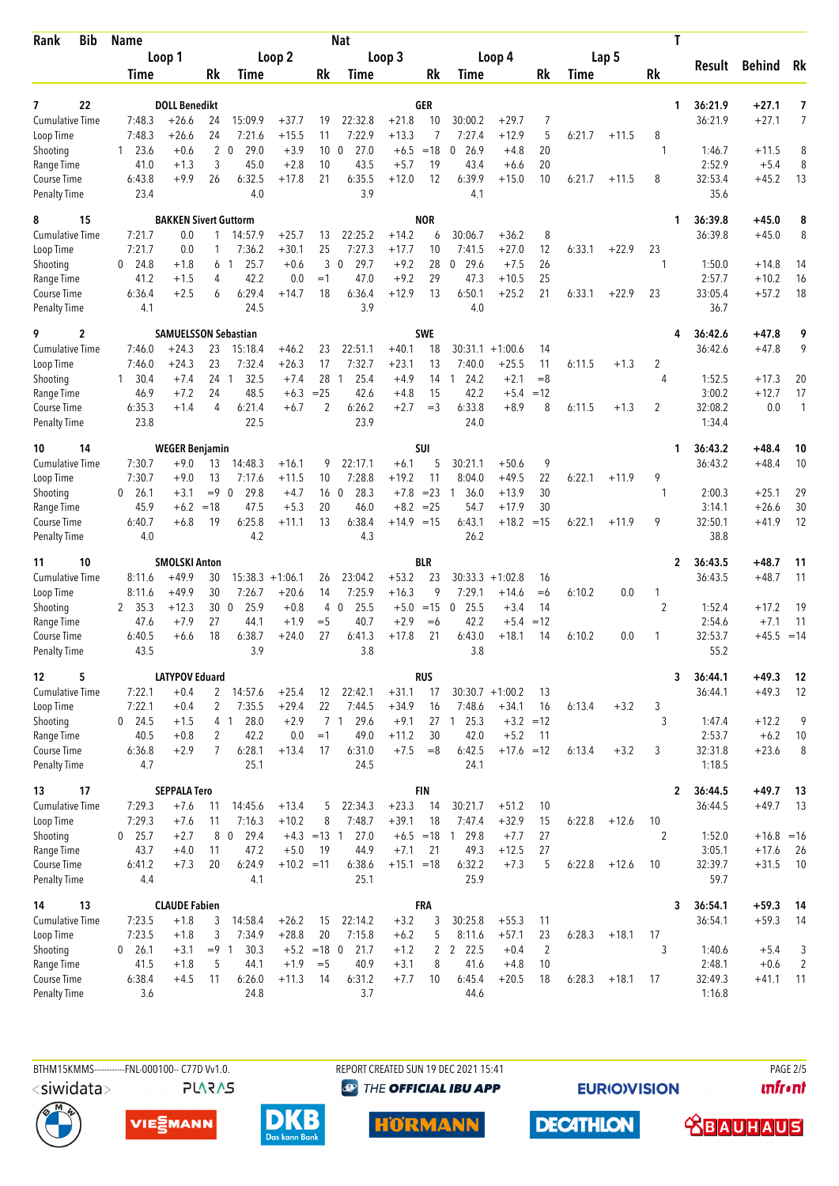| Rank | Bib | Name | | | Nat | | | | | | | | | | | | T | Result | Behind | Rk |
|---|---|---|---|---|---|---|---|---|---|---|---|---|---|---|---|---|---|---|---|---|
| | | Loop 1 | | | Loop 2 | | | Loop 3 | | | Loop 4 | | | Lap 5 | | | | | | |
| | | Time | | Rk | Time | | Rk | Time | | Rk | Time | | Rk | Time | | Rk | | | | |
| 7 | 22 | DOLL Benedikt | | | | | | GER | | | | | | | | | 1 | 36:21.9 | +27.1 | 7 |
| Cumulative Time | | 7:48.3 | +26.6 | 24 | 15:09.9 | +37.7 | 19 | 22:32.8 | +21.8 | 10 | 30:00.2 | +29.7 | 7 | | | | | 36:21.9 | +27.1 | 7 |
| Loop Time | | 7:48.3 | +26.6 | 24 | 7:21.6 | +15.5 | 11 | 7:22.9 | +13.3 | 7 | 7:27.4 | +12.9 | 5 | 6:21.7 | +11.5 | 8 | | | | |
| Shooting | | 1 23.6 | +0.6 | 2 | 0 29.0 | +3.9 | 10 | 0 27.0 | +6.5 | =18 | 0 26.9 | +4.8 | 20 | | | | 1 | 1:46.7 | +11.5 | 8 |
| Range Time | | 41.0 | +1.3 | 3 | 45.0 | +2.8 | 10 | 43.5 | +5.7 | 19 | 43.4 | +6.6 | 20 | | | | | 2:52.9 | +5.4 | 8 |
| Course Time | | 6:43.8 | +9.9 | 26 | 6:32.5 | +17.8 | 21 | 6:35.5 | +12.0 | 12 | 6:39.9 | +15.0 | 10 | 6:21.7 | +11.5 | 8 | | 32:53.4 | +45.2 | 13 |
| Penalty Time | | 23.4 | | | 4.0 | | | 3.9 | | | 4.1 | | | | | | | 35.6 | | |
| 8 | 15 | BAKKEN Sivert Guttorm | | | | | | NOR | | | | | | | | | 1 | 36:39.8 | +45.0 | 8 |
| Cumulative Time | | 7:21.7 | 0.0 | 1 | 14:57.9 | +25.7 | 13 | 22:25.2 | +14.2 | 6 | 30:06.7 | +36.2 | 8 | | | | | 36:39.8 | +45.0 | 8 |
| Loop Time | | 7:21.7 | 0.0 | 1 | 7:36.2 | +30.1 | 25 | 7:27.3 | +17.7 | 10 | 7:41.5 | +27.0 | 12 | 6:33.1 | +22.9 | 23 | | | | |
| Shooting | | 0 24.8 | +1.8 | 6 | 1 25.7 | +0.6 | 3 | 0 29.7 | +9.2 | 28 | 0 29.6 | +7.5 | 26 | | | | 1 | 1:50.0 | +14.8 | 14 |
| Range Time | | 41.2 | +1.5 | 4 | 42.2 | 0.0 | =1 | 47.0 | +9.2 | 29 | 47.3 | +10.5 | 25 | | | | | 2:57.7 | +10.2 | 16 |
| Course Time | | 6:36.4 | +2.5 | 6 | 6:29.4 | +14.7 | 18 | 6:36.4 | +12.9 | 13 | 6:50.1 | +25.2 | 21 | 6:33.1 | +22.9 | 23 | | 33:05.4 | +57.2 | 18 |
| Penalty Time | | 4.1 | | | 24.5 | | | 3.9 | | | 4.0 | | | | | | | 36.7 | | |
| 9 | 2 | SAMUELSSON Sebastian | | | | | | SWE | | | | | | | | | 4 | 36:42.6 | +47.8 | 9 |
| Cumulative Time | | 7:46.0 | +24.3 | 23 | 15:18.4 | +46.2 | 23 | 22:51.1 | +40.1 | 18 | 30:31.1 | +1:00.6 | 14 | | | | | 36:42.6 | +47.8 | 9 |
| Loop Time | | 7:46.0 | +24.3 | 23 | 7:32.4 | +26.3 | 17 | 7:32.7 | +23.1 | 13 | 7:40.0 | +25.5 | 11 | 6:11.5 | +1.3 | 2 | | | | |
| Shooting | | 1 30.4 | +7.4 | 24 | 1 32.5 | +7.4 | 28 | 1 25.4 | +4.9 | 14 | 1 24.2 | +2.1 | =8 | | | | 4 | 1:52.5 | +17.3 | 20 |
| Range Time | | 46.9 | +7.2 | 24 | 48.5 | +6.3 | =25 | 42.6 | +4.8 | 15 | 42.2 | +5.4 | =12 | | | | | 3:00.2 | +12.7 | 17 |
| Course Time | | 6:35.3 | +1.4 | 4 | 6:21.4 | +6.7 | 2 | 6:26.2 | +2.7 | =3 | 6:33.8 | +8.9 | 8 | 6:11.5 | +1.3 | 2 | | 32:08.2 | 0.0 | 1 |
| Penalty Time | | 23.8 | | | 22.5 | | | 23.9 | | | 24.0 | | | | | | | 1:34.4 | | |
| 10 | 14 | WEGER Benjamin | | | | | | SUI | | | | | | | | | 1 | 36:43.2 | +48.4 | 10 |
| Cumulative Time | | 7:30.7 | +9.0 | 13 | 14:48.3 | +16.1 | 9 | 22:17.1 | +6.1 | 5 | 30:21.1 | +50.6 | 9 | | | | | 36:43.2 | +48.4 | 10 |
| Loop Time | | 7:30.7 | +9.0 | 13 | 7:17.6 | +11.5 | 10 | 7:28.8 | +19.2 | 11 | 8:04.0 | +49.5 | 22 | 6:22.1 | +11.9 | 9 | | | | |
| Shooting | | 0 26.1 | +3.1 | =9 | 0 29.8 | +4.7 | 16 | 0 28.3 | +7.8 | =23 | 1 36.0 | +13.9 | 30 | | | | 1 | 2:00.3 | +25.1 | 29 |
| Range Time | | 45.9 | +6.2 | =18 | 47.5 | +5.3 | 20 | 46.0 | +8.2 | =25 | 54.7 | +17.9 | 30 | | | | | 3:14.1 | +26.6 | 30 |
| Course Time | | 6:40.7 | +6.8 | 19 | 6:25.8 | +11.1 | 13 | 6:38.4 | +14.9 | =15 | 6:43.1 | +18.2 | =15 | 6:22.1 | +11.9 | 9 | | 32:50.1 | +41.9 | 12 |
| Penalty Time | | 4.0 | | | 4.2 | | | 4.3 | | | 26.2 | | | | | | | 38.8 | | |
| 11 | 10 | SMOLSKI Anton | | | | | | BLR | | | | | | | | | 2 | 36:43.5 | +48.7 | 11 |
| Cumulative Time | | 8:11.6 | +49.9 | 30 | 15:38.3 | +1:06.1 | 26 | 23:04.2 | +53.2 | 23 | 30:33.3 | +1:02.8 | 16 | | | | | 36:43.5 | +48.7 | 11 |
| Loop Time | | 8:11.6 | +49.9 | 30 | 7:26.7 | +20.6 | 14 | 7:25.9 | +16.3 | 9 | 7:29.1 | +14.6 | =6 | 6:10.2 | 0.0 | 1 | | | | |
| Shooting | | 2 35.3 | +12.3 | 30 | 0 25.9 | +0.8 | 4 | 0 25.5 | +5.0 | =15 | 0 25.5 | +3.4 | 14 | | | | 2 | 1:52.4 | +17.2 | 19 |
| Range Time | | 47.6 | +7.9 | 27 | 44.1 | +1.9 | =5 | 40.7 | +2.9 | =6 | 42.2 | +5.4 | =12 | | | | | 2:54.6 | +7.1 | 11 |
| Course Time | | 6:40.5 | +6.6 | 18 | 6:38.7 | +24.0 | 27 | 6:41.3 | +17.8 | 21 | 6:43.0 | +18.1 | 14 | 6:10.2 | 0.0 | 1 | | 32:53.7 | +45.5 | =14 |
| Penalty Time | | 43.5 | | | 3.9 | | | 3.8 | | | 3.8 | | | | | | | 55.2 | | |
| 12 | 5 | LATYPOV Eduard | | | | | | RUS | | | | | | | | | 3 | 36:44.1 | +49.3 | 12 |
| Cumulative Time | | 7:22.1 | +0.4 | 2 | 14:57.6 | +25.4 | 12 | 22:42.1 | +31.1 | 17 | 30:30.7 | +1:00.2 | 13 | | | | | 36:44.1 | +49.3 | 12 |
| Loop Time | | 7:22.1 | +0.4 | 2 | 7:35.5 | +29.4 | 22 | 7:44.5 | +34.9 | 16 | 7:48.6 | +34.1 | 16 | 6:13.4 | +3.2 | 3 | | | | |
| Shooting | | 0 24.5 | +1.5 | 4 | 1 28.0 | +2.9 | 7 | 1 29.6 | +9.1 | 27 | 1 25.3 | +3.2 | =12 | | | | 3 | 1:47.4 | +12.2 | 9 |
| Range Time | | 40.5 | +0.8 | 2 | 42.2 | 0.0 | =1 | 49.0 | +11.2 | 30 | 42.0 | +5.2 | 11 | | | | | 2:53.7 | +6.2 | 10 |
| Course Time | | 6:36.8 | +2.9 | 7 | 6:28.1 | +13.4 | 17 | 6:31.0 | +7.5 | =8 | 6:42.5 | +17.6 | =12 | 6:13.4 | +3.2 | 3 | | 32:31.8 | +23.6 | 8 |
| Penalty Time | | 4.7 | | | 25.1 | | | 24.5 | | | 24.1 | | | | | | | 1:18.5 | | |
| 13 | 17 | SEPPALA Tero | | | | | | FIN | | | | | | | | | 2 | 36:44.5 | +49.7 | 13 |
| Cumulative Time | | 7:29.3 | +7.6 | 11 | 14:45.6 | +13.4 | 5 | 22:34.3 | +23.3 | 14 | 30:21.7 | +51.2 | 10 | | | | | 36:44.5 | +49.7 | 13 |
| Loop Time | | 7:29.3 | +7.6 | 11 | 7:16.3 | +10.2 | 8 | 7:48.7 | +39.1 | 18 | 7:47.4 | +32.9 | 15 | 6:22.8 | +12.6 | 10 | | | | |
| Shooting | | 0 25.7 | +2.7 | 8 | 0 29.4 | +4.3 | =13 | 1 27.0 | +6.5 | =18 | 1 29.8 | +7.7 | 27 | | | | 2 | 1:52.0 | +16.8 | =16 |
| Range Time | | 43.7 | +4.0 | 11 | 47.2 | +5.0 | 19 | 44.9 | +7.1 | 21 | 49.3 | +12.5 | 27 | | | | | 3:05.1 | +17.6 | 26 |
| Course Time | | 6:41.2 | +7.3 | 20 | 6:24.9 | +10.2 | =11 | 6:38.6 | +15.1 | =18 | 6:32.2 | +7.3 | 5 | 6:22.8 | +12.6 | 10 | | 32:39.7 | +31.5 | 10 |
| Penalty Time | | 4.4 | | | 4.1 | | | 25.1 | | | 25.9 | | | | | | | 59.7 | | |
| 14 | 13 | CLAUDE Fabien | | | | | | FRA | | | | | | | | | 3 | 36:54.1 | +59.3 | 14 |
| Cumulative Time | | 7:23.5 | +1.8 | 3 | 14:58.4 | +26.2 | 15 | 22:14.2 | +3.2 | 3 | 30:25.8 | +55.3 | 11 | | | | | 36:54.1 | +59.3 | 14 |
| Loop Time | | 7:23.5 | +1.8 | 3 | 7:34.9 | +28.8 | 20 | 7:15.8 | +6.2 | 5 | 8:11.6 | +57.1 | 23 | 6:28.3 | +18.1 | 17 | | | | |
| Shooting | | 0 26.1 | +3.1 | =9 | 1 30.3 | +5.2 | =18 | 0 21.7 | +1.2 | 2 | 2 22.5 | +0.4 | 2 | | | | 3 | 1:40.6 | +5.4 | 3 |
| Range Time | | 41.5 | +1.8 | 5 | 44.1 | +1.9 | =5 | 40.9 | +3.1 | 8 | 41.6 | +4.8 | 10 | | | | | 2:48.1 | +0.6 | 2 |
| Course Time | | 6:38.4 | +4.5 | 11 | 6:26.0 | +11.3 | 14 | 6:31.2 | +7.7 | 10 | 6:45.4 | +20.5 | 18 | 6:28.3 | +18.1 | 17 | | 32:49.3 | +41.1 | 11 |
| Penalty Time | | 3.6 | | | 24.8 | | | 3.7 | | | 44.6 | | | | | | | 1:16.8 | | |

BTHM15KMMS-----------FNL-000100-- C77D Vv1.0. REPORT CREATED SUN 19 DEC 2021 15:41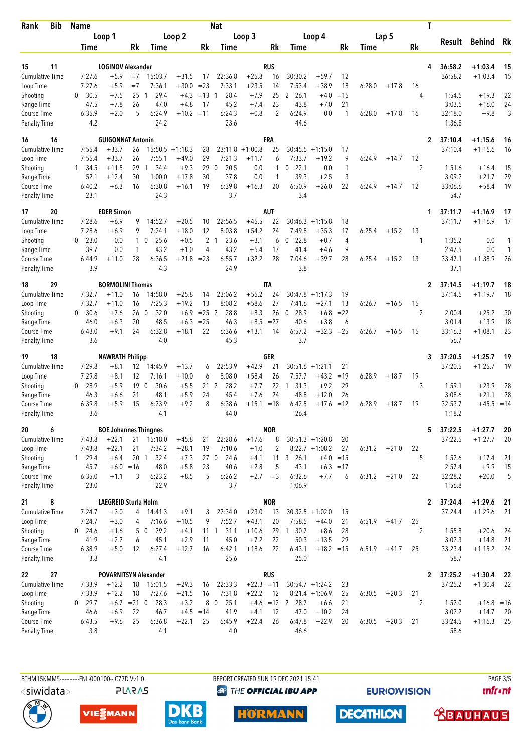| Rank | Bib | Name | | | | | | | Nat | | | | | | | | | | T | Result | Behind | Rk |
|---|---|---|---|---|---|---|---|---|---|---|---|---|---|---|---|---|---|---|---|---|---|---|
| | | Loop 1 | | | Loop 2 | | | Loop 3 | | | Loop 4 | | | Lap 5 | | | | | | | | |
| | | Time | | Rk | Time | | Rk | Time | | Rk | Time | | Rk | Time | | Rk | | | | | | |
| 15 | 11 | LOGINOV Alexander | | | | | | | RUS | | | | | | | | | | 4 | 36:58.2 | +1:03.4 | 15 |
| Cumulative Time | | 7:27.6 | +5.9 | =7 | 15:03.7 | +31.5 | 17 | 22:36.8 | +25.8 | 16 | 30:30.2 | +59.7 | 12 | | | | | | | 36:58.2 | +1:03.4 | 15 |
| Loop Time | | 7:27.6 | +5.9 | =7 | 7:36.1 | +30.0 | =23 | 7:33.1 | +23.5 | 14 | 7:53.4 | +38.9 | 18 | 6:28.0 | +17.8 | 16 | | | | | | |
| Shooting | | 0 30.5 | +7.5 | 25 | 1 29.4 | +4.3 | =13 | 1 28.4 | +7.9 | 25 | 2 26.1 | +4.0 | =15 | | | | | | 4 | 1:54.5 | +19.3 | 22 |
| Range Time | | 47.5 | +7.8 | 26 | 47.0 | +4.8 | 17 | 45.2 | +7.4 | 23 | 43.8 | +7.0 | 21 | | | | | | | 3:03.5 | +16.0 | 24 |
| Course Time | | 6:35.9 | +2.0 | 5 | 6:24.9 | +10.2 | =11 | 6:24.3 | +0.8 | 2 | 6:24.9 | 0.0 | 1 | 6:28.0 | +17.8 | 16 | | | | 32:18.0 | +9.8 | 3 |
| Penalty Time | | 4.2 | | | 24.2 | | | 23.6 | | | 44.6 | | | | | | | | | 1:36.8 | | |
| 16 | 16 | GUIGONNAT Antonin | | | | | | | FRA | | | | | | | | | | 2 | 37:10.4 | +1:15.6 | 16 |
| Cumulative Time | | 7:55.4 | +33.7 | 26 | 15:50.5 | +1:18.3 | 28 | 23:11.8 | +1:00.8 | 25 | 30:45.5 | +1:15.0 | 17 | | | | | | | 37:10.4 | +1:15.6 | 16 |
| Loop Time | | 7:55.4 | +33.7 | 26 | 7:55.1 | +49.0 | 29 | 7:21.3 | +11.7 | 6 | 7:33.7 | +19.2 | 9 | 6:24.9 | +14.7 | 12 | | | | | | |
| Shooting | | 1 34.5 | +11.5 | 29 | 1 34.4 | +9.3 | 29 | 0 20.5 | 0.0 | 1 | 0 22.1 | 0.0 | 1 | | | | | | 2 | 1:51.6 | +16.4 | 15 |
| Range Time | | 52.1 | +12.4 | 30 | 1:00.0 | +17.8 | 30 | 37.8 | 0.0 | 1 | 39.3 | +2.5 | 3 | | | | | | | 3:09.2 | +21.7 | 29 |
| Course Time | | 6:40.2 | +6.3 | 16 | 6:30.8 | +16.1 | 19 | 6:39.8 | +16.3 | 20 | 6:50.9 | +26.0 | 22 | 6:24.9 | +14.7 | 12 | | | | 33:06.6 | +58.4 | 19 |
| Penalty Time | | 23.1 | | | 24.3 | | | 3.7 | | | 3.4 | | | | | | | | | 54.7 | | |
| 17 | 20 | EDER Simon | | | | | | | AUT | | | | | | | | | | 1 | 37:11.7 | +1:16.9 | 17 |
| Cumulative Time | | 7:28.6 | +6.9 | 9 | 14:52.7 | +20.5 | 10 | 22:56.5 | +45.5 | 22 | 30:46.3 | +1:15.8 | 18 | | | | | | | 37:11.7 | +1:16.9 | 17 |
| Loop Time | | 7:28.6 | +6.9 | 9 | 7:24.1 | +18.0 | 12 | 8:03.8 | +54.2 | 24 | 7:49.8 | +35.3 | 17 | 6:25.4 | +15.2 | 13 | | | | | | |
| Shooting | | 0 23.0 | 0.0 | 1 | 0 25.6 | +0.5 | 2 | 1 23.6 | +3.1 | 6 | 0 22.8 | +0.7 | 4 | | | | | | 1 | 1:35.2 | 0.0 | 1 |
| Range Time | | 39.7 | 0.0 | 1 | 43.2 | +1.0 | 4 | 43.2 | +5.4 | 17 | 41.4 | +4.6 | 9 | | | | | | | 2:47.5 | 0.0 | 1 |
| Course Time | | 6:44.9 | +11.0 | 28 | 6:36.5 | +21.8 | =23 | 6:55.7 | +32.2 | 28 | 7:04.6 | +39.7 | 28 | 6:25.4 | +15.2 | 13 | | | | 33:47.1 | +1:38.9 | 26 |
| Penalty Time | | 3.9 | | | 4.3 | | | 24.9 | | | 3.8 | | | | | | | | | 37.1 | | |
| 18 | 29 | BORMOLINI Thomas | | | | | | | ITA | | | | | | | | | | 2 | 37:14.5 | +1:19.7 | 18 |
| Cumulative Time | | 7:32.7 | +11.0 | 16 | 14:58.0 | +25.8 | 14 | 23:06.2 | +55.2 | 24 | 30:47.8 | +1:17.3 | 19 | | | | | | | 37:14.5 | +1:19.7 | 18 |
| Loop Time | | 7:32.7 | +11.0 | 16 | 7:25.3 | +19.2 | 13 | 8:08.2 | +58.6 | 27 | 7:41.6 | +27.1 | 13 | 6:26.7 | +16.5 | 15 | | | | | | |
| Shooting | | 0 30.6 | +7.6 | 26 | 0 32.0 | +6.9 | =25 | 2 28.8 | +8.3 | 26 | 0 28.9 | +6.8 | =22 | | | | | | 2 | 2:00.4 | +25.2 | 30 |
| Range Time | | 46.0 | +6.3 | 20 | 48.5 | +6.3 | =25 | 46.3 | +8.5 | =27 | 40.6 | +3.8 | 6 | | | | | | | 3:01.4 | +13.9 | 18 |
| Course Time | | 6:43.0 | +9.1 | 24 | 6:32.8 | +18.1 | 22 | 6:36.6 | +13.1 | 14 | 6:57.2 | +32.3 | =25 | 6:26.7 | +16.5 | 15 | | | | 33:16.3 | +1:08.1 | 23 |
| Penalty Time | | 3.6 | | | 4.0 | | | 45.3 | | | 3.7 | | | | | | | | | 56.7 | | |
| 19 | 18 | NAWRATH Philipp | | | | | | | GER | | | | | | | | | | 3 | 37:20.5 | +1:25.7 | 19 |
| Cumulative Time | | 7:29.8 | +8.1 | 12 | 14:45.9 | +13.7 | 6 | 22:53.9 | +42.9 | 21 | 30:51.6 | +1:21.1 | 21 | | | | | | | 37:20.5 | +1:25.7 | 19 |
| Loop Time | | 7:29.8 | +8.1 | 12 | 7:16.1 | +10.0 | 6 | 8:08.0 | +58.4 | 26 | 7:57.7 | +43.2 | =19 | 6:28.9 | +18.7 | 19 | | | | | | |
| Shooting | | 0 28.9 | +5.9 | 19 | 0 30.6 | +5.5 | 21 | 2 28.2 | +7.7 | 22 | 1 31.3 | +9.2 | 29 | | | | | | 3 | 1:59.1 | +23.9 | 28 |
| Range Time | | 46.3 | +6.6 | 21 | 48.1 | +5.9 | 24 | 45.4 | +7.6 | 24 | 48.8 | +12.0 | 26 | | | | | | | 3:08.6 | +21.1 | 28 |
| Course Time | | 6:39.8 | +5.9 | 15 | 6:23.9 | +9.2 | 8 | 6:38.6 | +15.1 | =18 | 6:42.5 | +17.6 | =12 | 6:28.9 | +18.7 | 19 | | | | 32:53.7 | +45.5 | =14 |
| Penalty Time | | 3.6 | | | 4.1 | | | 44.0 | | | 26.4 | | | | | | | | | 1:18.2 | | |
| 20 | 6 | BOE Johannes Thingnes | | | | | | | NOR | | | | | | | | | | 5 | 37:22.5 | +1:27.7 | 20 |
| Cumulative Time | | 7:43.8 | +22.1 | 21 | 15:18.0 | +45.8 | 21 | 22:28.6 | +17.6 | 8 | 30:51.3 | +1:20.8 | 20 | | | | | | | 37:22.5 | +1:27.7 | 20 |
| Loop Time | | 7:43.8 | +22.1 | 21 | 7:34.2 | +28.1 | 19 | 7:10.6 | +1.0 | 2 | 8:22.7 | +1:08.2 | 27 | 6:31.2 | +21.0 | 22 | | | | | | |
| Shooting | | 1 29.4 | +6.4 | 20 | 1 32.4 | +7.3 | 27 | 0 24.6 | +4.1 | 11 | 3 26.1 | +4.0 | =15 | | | | | | 5 | 1:52.6 | +17.4 | 21 |
| Range Time | | 45.7 | +6.0 | =16 | 48.0 | +5.8 | 23 | 40.6 | +2.8 | 5 | 43.1 | +6.3 | =17 | | | | | | | 2:57.4 | +9.9 | 15 |
| Course Time | | 6:35.0 | +1.1 | 3 | 6:23.2 | +8.5 | 5 | 6:26.2 | +2.7 | =3 | 6:32.6 | +7.7 | 6 | 6:31.2 | +21.0 | 22 | | | | 32:28.2 | +20.0 | 5 |
| Penalty Time | | 23.0 | | | 22.9 | | | 3.7 | | | 1:06.9 | | | | | | | | | 1:56.8 | | |
| 21 | 8 | LAEGREID Sturla Holm | | | | | | | NOR | | | | | | | | | | 2 | 37:24.4 | +1:29.6 | 21 |
| Cumulative Time | | 7:24.7 | +3.0 | 4 | 14:41.3 | +9.1 | 3 | 22:34.0 | +23.0 | 13 | 30:32.5 | +1:02.0 | 15 | | | | | | | 37:24.4 | +1:29.6 | 21 |
| Loop Time | | 7:24.7 | +3.0 | 4 | 7:16.6 | +10.5 | 9 | 7:52.7 | +43.1 | 20 | 7:58.5 | +44.0 | 21 | 6:51.9 | +41.7 | 25 | | | | | | |
| Shooting | | 0 24.6 | +1.6 | 5 | 0 29.2 | +4.1 | 11 | 1 31.1 | +10.6 | 29 | 1 30.7 | +8.6 | 28 | | | | | | 2 | 1:55.8 | +20.6 | 24 |
| Range Time | | 41.9 | +2.2 | 6 | 45.1 | +2.9 | 11 | 45.0 | +7.2 | 22 | 50.3 | +13.5 | 29 | | | | | | | 3:02.3 | +14.8 | 21 |
| Course Time | | 6:38.9 | +5.0 | 12 | 6:27.4 | +12.7 | 16 | 6:42.1 | +18.6 | 22 | 6:43.1 | +18.2 | =15 | 6:51.9 | +41.7 | 25 | | | | 33:23.4 | +1:15.2 | 24 |
| Penalty Time | | 3.8 | | | 4.1 | | | 25.6 | | | 25.0 | | | | | | | | | 58.7 | | |
| 22 | 27 | POVARNITSYN Alexander | | | | | | | RUS | | | | | | | | | | 2 | 37:25.2 | +1:30.4 | 22 |
| Cumulative Time | | 7:33.9 | +12.2 | 18 | 15:01.5 | +29.3 | 16 | 22:33.3 | +22.3 | =11 | 30:54.7 | +1:24.2 | 23 | | | | | | | 37:25.2 | +1:30.4 | 22 |
| Loop Time | | 7:33.9 | +12.2 | 18 | 7:27.6 | +21.5 | 16 | 7:31.8 | +22.2 | 12 | 8:21.4 | +1:06.9 | 25 | 6:30.5 | +20.3 | 21 | | | | | | |
| Shooting | | 0 29.7 | +6.7 | =21 | 0 28.3 | +3.2 | 8 | 0 25.1 | +4.6 | =12 | 2 28.7 | +6.6 | 21 | | | | | | 2 | 1:52.0 | +16.8 | =16 |
| Range Time | | 46.6 | +6.9 | 22 | 46.7 | +4.5 | =14 | 41.9 | +4.1 | 12 | 47.0 | +10.2 | 24 | | | | | | | 3:02.2 | +14.7 | 20 |
| Course Time | | 6:43.5 | +9.6 | 25 | 6:36.8 | +22.1 | 25 | 6:45.9 | +22.4 | 26 | 6:47.8 | +22.9 | 20 | 6:30.5 | +20.3 | 21 | | | | 33:24.5 | +1:16.3 | 25 |
| Penalty Time | | 3.8 | | | 4.1 | | | 4.0 | | | 46.6 | | | | | | | | | 58.6 | | |

BTHM15KMMS-----------FNL-000100-- C77D Vv1.0. REPORT CREATED SUN 19 DEC 2021 15:41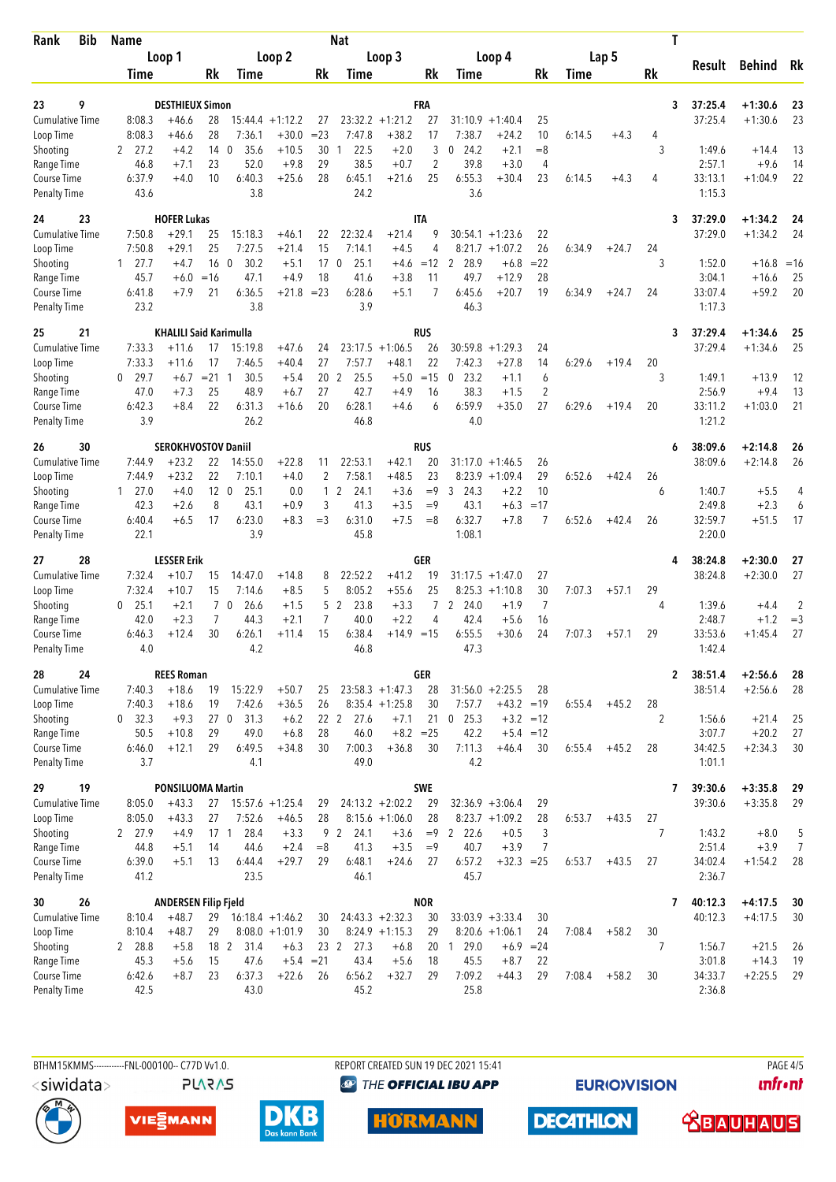| Rank | Bib | Name | | | Nat | | | | | | | | | | | T | Result | Behind | Rk |
|---|---|---|---|---|---|---|---|---|---|---|---|---|---|---|---|---|---|---|---|
| | | Loop 1 | | | Loop 2 | | | Loop 3 | | | Loop 4 | | | Lap 5 | | | | | |
| | | Time | | Rk | Time | | Rk | Time | | Rk | Time | | Rk | Time | | Rk | | | |
| 23 | 9 | DESTHIEUX Simon | | | | | | FRA | | | | | | | | 3 | 37:25.4 | +1:30.6 | 23 |
| Cumulative Time | | 8:08.3 | +46.6 | 28 | 15:44.4 | +1:12.2 | 27 | 23:32.2 | +1:21.2 | 27 | 31:10.9 | +1:40.4 | 25 | | | | 37:25.4 | +1:30.6 | 23 |
| Loop Time | | 8:08.3 | +46.6 | 28 | 7:36.1 | +30.0 | =23 | 7:47.8 | +38.2 | 17 | 7:38.7 | +24.2 | 10 | 6:14.5 | +4.3 | 4 | | | |
| Shooting | | 2 27.2 | +4.2 | 14 | 0 35.6 | +10.5 | 30 | 1 22.5 | +2.0 | 3 | 0 24.2 | +2.1 | =8 | | | 3 | 1:49.6 | +14.4 | 13 |
| Range Time | | 46.8 | +7.1 | 23 | 52.0 | +9.8 | 29 | 38.5 | +0.7 | 2 | 39.8 | +3.0 | 4 | | | | 2:57.1 | +9.6 | 14 |
| Course Time | | 6:37.9 | +4.0 | 10 | 6:40.3 | +25.6 | 28 | 6:45.1 | +21.6 | 25 | 6:55.3 | +30.4 | 23 | 6:14.5 | +4.3 | 4 | 33:13.1 | +1:04.9 | 22 |
| Penalty Time | | 43.6 | | | 3.8 | | | 24.2 | | | 3.6 | | | | | | 1:15.3 | | |
| 24 | 23 | HOFER Lukas | | | | | | ITA | | | | | | | | 3 | 37:29.0 | +1:34.2 | 24 |
| Cumulative Time | | 7:50.8 | +29.1 | 25 | 15:18.3 | +46.1 | 22 | 22:32.4 | +21.4 | 9 | 30:54.1 | +1:23.6 | 22 | | | | 37:29.0 | +1:34.2 | 24 |
| Loop Time | | 7:50.8 | +29.1 | 25 | 7:27.5 | +21.4 | 15 | 7:14.1 | +4.5 | 4 | 8:21.7 | +1:07.2 | 26 | 6:34.9 | +24.7 | 24 | | | |
| Shooting | | 1 27.7 | +4.7 | 16 | 0 30.2 | +5.1 | 17 | 0 25.1 | +4.6 | =12 | 2 28.9 | +6.8 | =22 | | | 3 | 1:52.0 | +16.8 | =16 |
| Range Time | | 45.7 | +6.0 | =16 | 47.1 | +4.9 | 18 | 41.6 | +3.8 | 11 | 49.7 | +12.9 | 28 | | | | 3:04.1 | +16.6 | 25 |
| Course Time | | 6:41.8 | +7.9 | 21 | 6:36.5 | +21.8 | =23 | 6:28.6 | +5.1 | 7 | 6:45.6 | +20.7 | 19 | 6:34.9 | +24.7 | 24 | 33:07.4 | +59.2 | 20 |
| Penalty Time | | 23.2 | | | 3.8 | | | 3.9 | | | 46.3 | | | | | | 1:17.3 | | |
| 25 | 21 | KHALILI Said Karimulla | | | | | | RUS | | | | | | | | 3 | 37:29.4 | +1:34.6 | 25 |
| Cumulative Time | | 7:33.3 | +11.6 | 17 | 15:19.8 | +47.6 | 24 | 23:17.5 | +1:06.5 | 26 | 30:59.8 | +1:29.3 | 24 | | | | 37:29.4 | +1:34.6 | 25 |
| Loop Time | | 7:33.3 | +11.6 | 17 | 7:46.5 | +40.4 | 27 | 7:57.7 | +48.1 | 22 | 7:42.3 | +27.8 | 14 | 6:29.6 | +19.4 | 20 | | | |
| Shooting | | 0 29.7 | +6.7 | =21 | 1 30.5 | +5.4 | 20 | 2 25.5 | +5.0 | =15 | 0 23.2 | +1.1 | 6 | | | 3 | 1:49.1 | +13.9 | 12 |
| Range Time | | 47.0 | +7.3 | 25 | 48.9 | +6.7 | 27 | 42.7 | +4.9 | 16 | 38.3 | +1.5 | 2 | | | | 2:56.9 | +9.4 | 13 |
| Course Time | | 6:42.3 | +8.4 | 22 | 6:31.3 | +16.6 | 20 | 6:28.1 | +4.6 | 6 | 6:59.9 | +35.0 | 27 | 6:29.6 | +19.4 | 20 | 33:11.2 | +1:03.0 | 21 |
| Penalty Time | | 3.9 | | | 26.2 | | | 46.8 | | | 4.0 | | | | | | 1:21.2 | | |
| 26 | 30 | SEROKHVOSTOV Daniil | | | | | | RUS | | | | | | | | 6 | 38:09.6 | +2:14.8 | 26 |
| Cumulative Time | | 7:44.9 | +23.2 | 22 | 14:55.0 | +22.8 | 11 | 22:53.1 | +42.1 | 20 | 31:17.0 | +1:46.5 | 26 | | | | 38:09.6 | +2:14.8 | 26 |
| Loop Time | | 7:44.9 | +23.2 | 22 | 7:10.1 | +4.0 | 2 | 7:58.1 | +48.5 | 23 | 8:23.9 | +1:09.4 | 29 | 6:52.6 | +42.4 | 26 | | | |
| Shooting | | 1 27.0 | +4.0 | 12 | 0 25.1 | 0.0 | 1 | 2 24.1 | +3.6 | =9 | 3 24.3 | +2.2 | 10 | | | 6 | 1:40.7 | +5.5 | 4 |
| Range Time | | 42.3 | +2.6 | 8 | 43.1 | +0.9 | 3 | 41.3 | +3.5 | =9 | 43.1 | +6.3 | =17 | | | | 2:49.8 | +2.3 | 6 |
| Course Time | | 6:40.4 | +6.5 | 17 | 6:23.0 | +8.3 | =3 | 6:31.0 | +7.5 | =8 | 6:32.7 | +7.8 | 7 | 6:52.6 | +42.4 | 26 | 32:59.7 | +51.5 | 17 |
| Penalty Time | | 22.1 | | | 3.9 | | | 45.8 | | | 1:08.1 | | | | | | 2:20.0 | | |
| 27 | 28 | LESSER Erik | | | | | | GER | | | | | | | | 4 | 38:24.8 | +2:30.0 | 27 |
| Cumulative Time | | 7:32.4 | +10.7 | 15 | 14:47.0 | +14.8 | 8 | 22:52.2 | +41.2 | 19 | 31:17.5 | +1:47.0 | 27 | | | | 38:24.8 | +2:30.0 | 27 |
| Loop Time | | 7:32.4 | +10.7 | 15 | 7:14.6 | +8.5 | 5 | 8:05.2 | +55.6 | 25 | 8:25.3 | +1:10.8 | 30 | 7:07.3 | +57.1 | 29 | | | |
| Shooting | | 0 25.1 | +2.1 | 7 | 0 26.6 | +1.5 | 5 | 2 23.8 | +3.3 | 7 | 2 24.0 | +1.9 | 7 | | | 4 | 1:39.6 | +4.4 | 2 |
| Range Time | | 42.0 | +2.3 | 7 | 44.3 | +2.1 | 7 | 40.0 | +2.2 | 4 | 42.4 | +5.6 | 16 | | | | 2:48.7 | +1.2 | =3 |
| Course Time | | 6:46.3 | +12.4 | 30 | 6:26.1 | +11.4 | 15 | 6:38.4 | +14.9 | =15 | 6:55.5 | +30.6 | 24 | 7:07.3 | +57.1 | 29 | 33:53.6 | +1:45.4 | 27 |
| Penalty Time | | 4.0 | | | 4.2 | | | 46.8 | | | 47.3 | | | | | | 1:42.4 | | |
| 28 | 24 | REES Roman | | | | | | GER | | | | | | | | 2 | 38:51.4 | +2:56.6 | 28 |
| Cumulative Time | | 7:40.3 | +18.6 | 19 | 15:22.9 | +50.7 | 25 | 23:58.3 | +1:47.3 | 28 | 31:56.0 | +2:25.5 | 28 | | | | 38:51.4 | +2:56.6 | 28 |
| Loop Time | | 7:40.3 | +18.6 | 19 | 7:42.6 | +36.5 | 26 | 8:35.4 | +1:25.8 | 30 | 7:57.7 | +43.2 | =19 | 6:55.4 | +45.2 | 28 | | | |
| Shooting | | 0 32.3 | +9.3 | 27 | 0 31.3 | +6.2 | 22 | 2 27.6 | +7.1 | 21 | 0 25.3 | +3.2 | =12 | | | 2 | 1:56.6 | +21.4 | 25 |
| Range Time | | 50.5 | +10.8 | 29 | 49.0 | +6.8 | 28 | 46.0 | +8.2 | =25 | 42.2 | +5.4 | =12 | | | | 3:07.7 | +20.2 | 27 |
| Course Time | | 6:46.0 | +12.1 | 29 | 6:49.5 | +34.8 | 30 | 7:00.3 | +36.8 | 30 | 7:11.3 | +46.4 | 30 | 6:55.4 | +45.2 | 28 | 34:42.5 | +2:34.3 | 30 |
| Penalty Time | | 3.7 | | | 4.1 | | | 49.0 | | | 4.2 | | | | | | 1:01.1 | | |
| 29 | 19 | PONSILUOMA Martin | | | | | | SWE | | | | | | | | 7 | 39:30.6 | +3:35.8 | 29 |
| Cumulative Time | | 8:05.0 | +43.3 | 27 | 15:57.6 | +1:25.4 | 29 | 24:13.2 | +2:02.2 | 29 | 32:36.9 | +3:06.4 | 29 | | | | 39:30.6 | +3:35.8 | 29 |
| Loop Time | | 8:05.0 | +43.3 | 27 | 7:52.6 | +46.5 | 28 | 8:15.6 | +1:06.0 | 28 | 8:23.7 | +1:09.2 | 28 | 6:53.7 | +43.5 | 27 | | | |
| Shooting | | 2 27.9 | +4.9 | 17 | 1 28.4 | +3.3 | 9 | 2 24.1 | +3.6 | =9 | 2 22.6 | +0.5 | 3 | | | 7 | 1:43.2 | +8.0 | 5 |
| Range Time | | 44.8 | +5.1 | 14 | 44.6 | +2.4 | =8 | 41.3 | +3.5 | =9 | 40.7 | +3.9 | 7 | | | | 2:51.4 | +3.9 | 7 |
| Course Time | | 6:39.0 | +5.1 | 13 | 6:44.4 | +29.7 | 29 | 6:48.1 | +24.6 | 27 | 6:57.2 | +32.3 | =25 | 6:53.7 | +43.5 | 27 | 34:02.4 | +1:54.2 | 28 |
| Penalty Time | | 41.2 | | | 23.5 | | | 46.1 | | | 45.7 | | | | | | 2:36.7 | | |
| 30 | 26 | ANDERSEN Filip Fjeld | | | | | | NOR | | | | | | | | 7 | 40:12.3 | +4:17.5 | 30 |
| Cumulative Time | | 8:10.4 | +48.7 | 29 | 16:18.4 | +1:46.2 | 30 | 24:43.3 | +2:32.3 | 30 | 33:03.9 | +3:33.4 | 30 | | | | 40:12.3 | +4:17.5 | 30 |
| Loop Time | | 8:10.4 | +48.7 | 29 | 8:08.0 | +1:01.9 | 30 | 8:24.9 | +1:15.3 | 29 | 8:20.6 | +1:06.1 | 24 | 7:08.4 | +58.2 | 30 | | | |
| Shooting | | 2 28.8 | +5.8 | 18 | 2 31.4 | +6.3 | 23 | 2 27.3 | +6.8 | 20 | 1 29.0 | +6.9 | =24 | | | 7 | 1:56.7 | +21.5 | 26 |
| Range Time | | 45.3 | +5.6 | 15 | 47.6 | +5.4 | =21 | 43.4 | +5.6 | 18 | 45.5 | +8.7 | 22 | | | | 3:01.8 | +14.3 | 19 |
| Course Time | | 6:42.6 | +8.7 | 23 | 6:37.3 | +22.6 | 26 | 6:56.2 | +32.7 | 29 | 7:09.2 | +44.3 | 29 | 7:08.4 | +58.2 | 30 | 34:33.7 | +2:25.5 | 29 |
| Penalty Time | | 42.5 | | | 43.0 | | | 45.2 | | | 25.8 | | | | | | 2:36.8 | | |

BTHM15KMMS-----------FNL-000100-- C77D Vv1.0. REPORT CREATED SUN 19 DEC 2021 15:41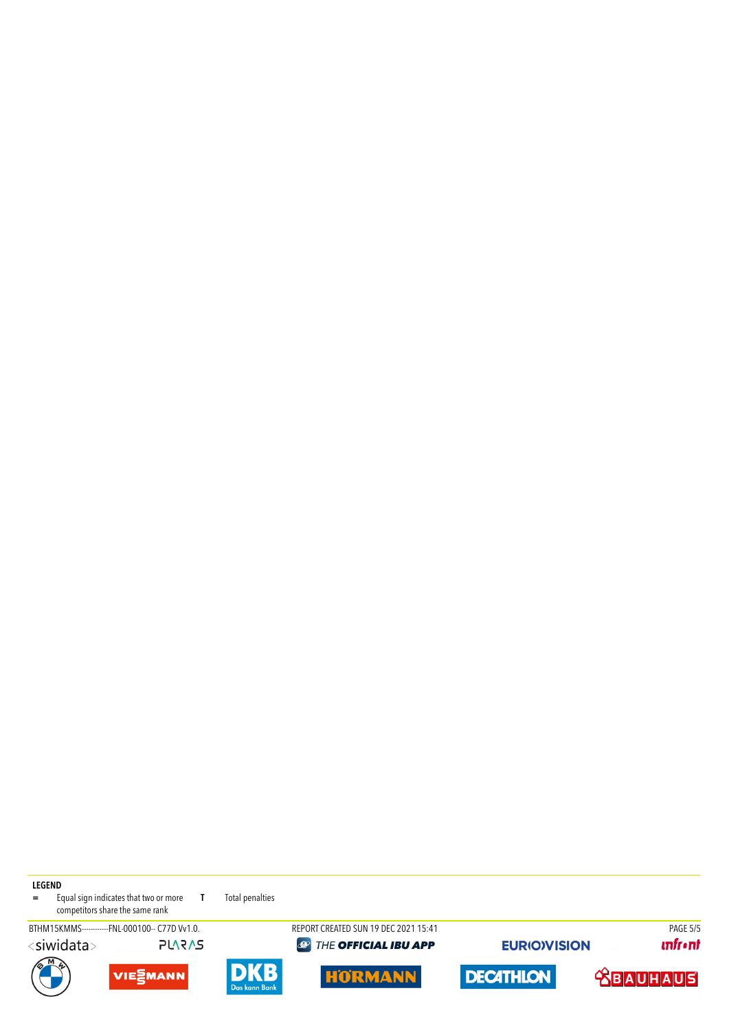**LEGEND**

| | | | |
|---|---|---|---|
| = | Equal sign indicates that two or more competitors share the same rank | T | Total penalties |